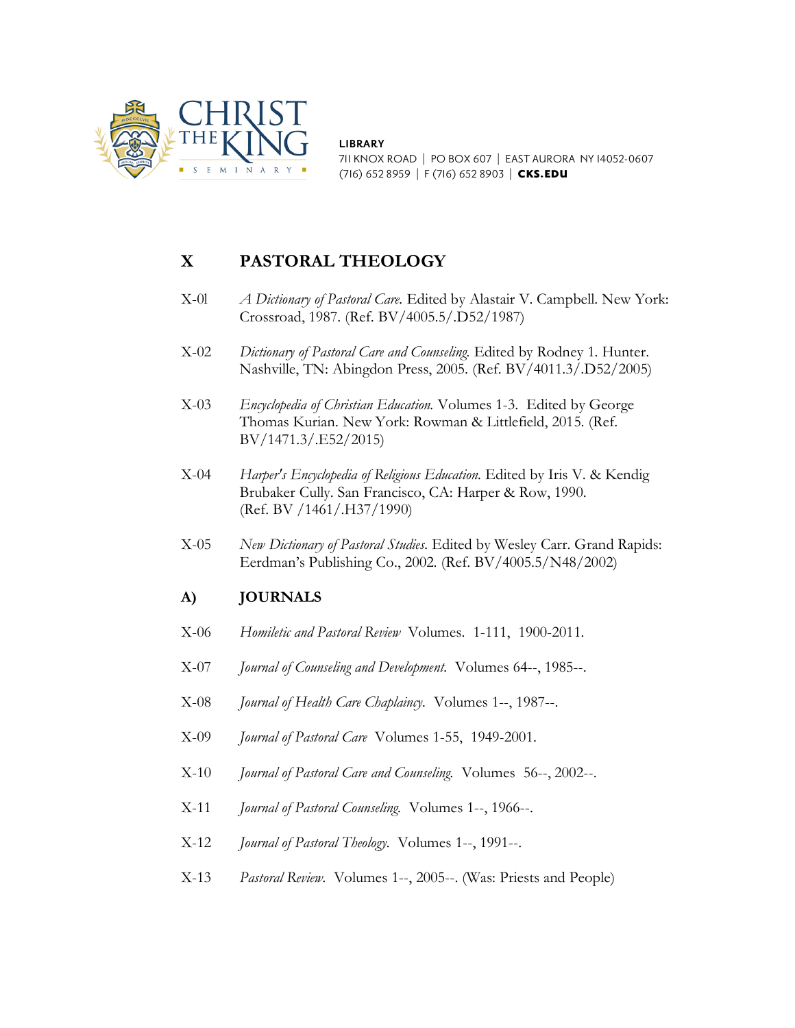**LIBRARY**
711 KNOX ROAD | PO BOX 607 | EAST AURORA NY 14052-0607
(716) 652 8959 | F (716) 652 8903 | **CKS.EDU**

## X PASTORAL THEOLOGY

X-0l *A Dictionary of Pastoral Care.* Edited by Alastair V. Campbell. New York: Crossroad, 1987. (Ref. BV/4005.5/.D52/1987)

X-02 *Dictionary of Pastoral Care and Counseling.* Edited by Rodney 1. Hunter. Nashville, TN: Abingdon Press, 2005. (Ref. BV/4011.3/.D52/2005)

X-03 *Encyclopedia of Christian Education.* Volumes 1-3. Edited by George Thomas Kurian. New York: Rowman & Littlefield, 2015. (Ref. BV/1471.3/.E52/2015)

X-04 *Harper's Encyclopedia of Religious Education.* Edited by Iris V. & Kendig Brubaker Cully. San Francisco, CA: Harper & Row, 1990. (Ref. BV /1461/.H37/1990)

X-05 *New Dictionary of Pastoral Studies.* Edited by Wesley Carr. Grand Rapids: Eerdman's Publishing Co., 2002. (Ref. BV/4005.5/N48/2002)

### A) JOURNALS

X-06 *Homiletic and Pastoral Review* Volumes. 1-111, 1900-2011.

X-07 *Journal of Counseling and Development.* Volumes 64--, 1985--.

X-08 *Journal of Health Care Chaplaincy.* Volumes 1--, 1987--.

X-09 *Journal of Pastoral Care* Volumes 1-55, 1949-2001.

X-10 *Journal of Pastoral Care and Counseling.* Volumes 56--, 2002--.

X-11 *Journal of Pastoral Counseling.* Volumes 1--, 1966--.

X-12 *Journal of Pastoral Theology.* Volumes 1--, 1991--.

X-13 *Pastoral Review.* Volumes 1--, 2005--. (Was: Priests and People)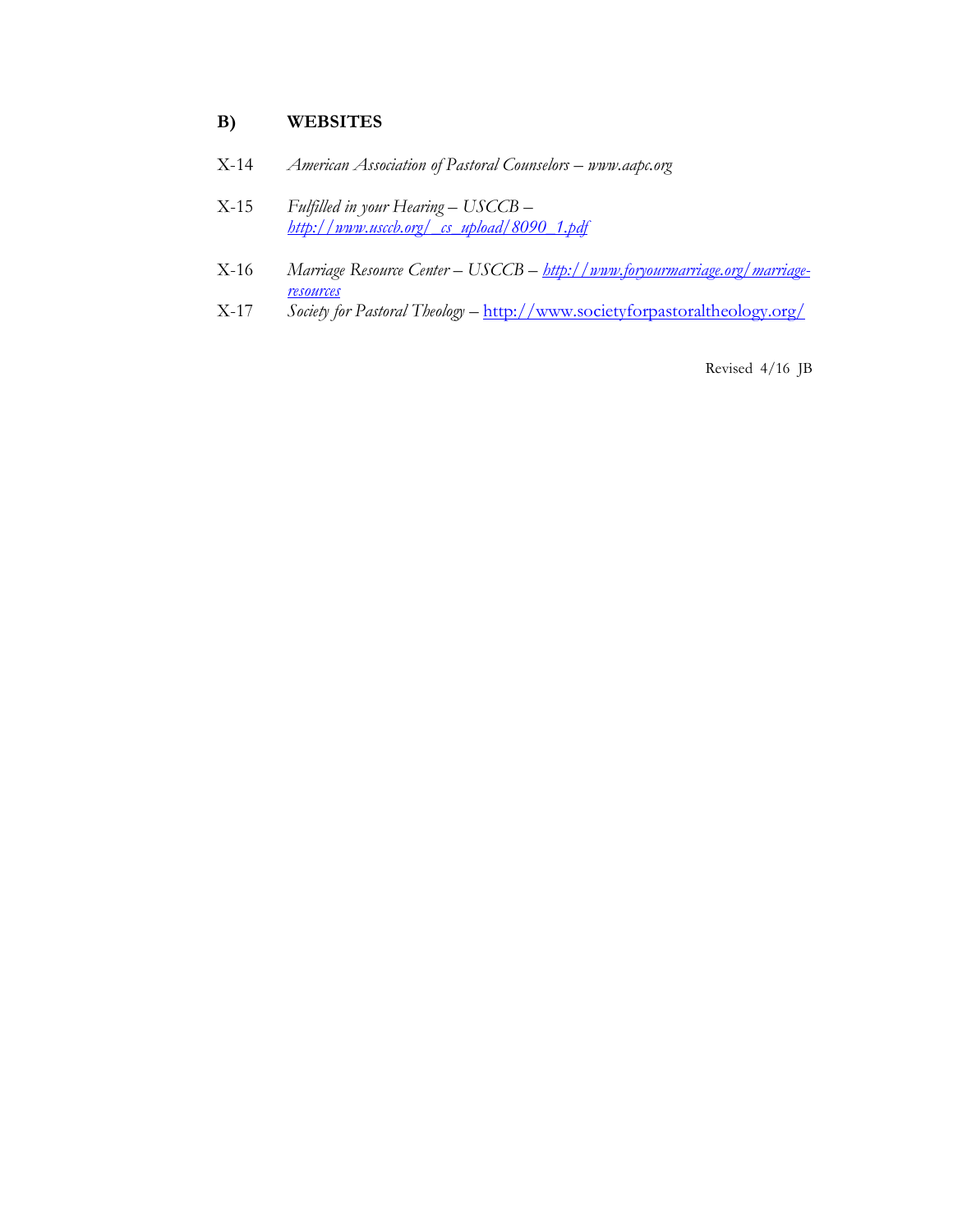## B) WEBSITES

X-14 *American Association of Pastoral Counselors – www.aapc.org*

X-15 *Fulfilled in your Hearing – USCCB – [http://www.usccb.org/_cs_upload/8090_1.pdf](http://www.usccb.org/_cs_upload/8090_1.pdf)*

X-16 *Marriage Resource Center – USCCB – [http://www.foryourmarriage.org/marriage-resources](http://www.foryourmarriage.org/marriage-resources)*

X-17 *Society for Pastoral Theology* – [http://www.societyforpastoraltheology.org/](http://www.societyforpastoraltheology.org/)

Revised 4/16 JB